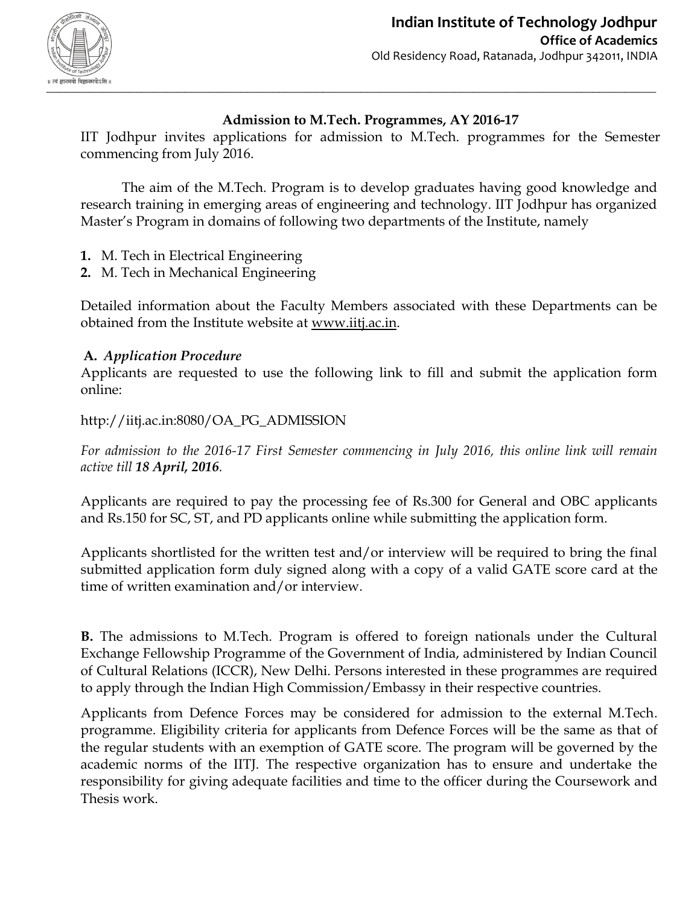**Indian Institute of Technology Jodhpur**
**Office of Academics**
Old Residency Road, Ratanada, Jodhpur 342011, INDIA

# Admission to M.Tech. Programmes, AY 2016-17

IIT Jodhpur invites applications for admission to M.Tech. programmes for the Semester commencing from July 2016.

The aim of the M.Tech. Program is to develop graduates having good knowledge and research training in emerging areas of engineering and technology. IIT Jodhpur has organized Master's Program in domains of following two departments of the Institute, namely

1. M. Tech in Electrical Engineering
2. M. Tech in Mechanical Engineering

Detailed information about the Faculty Members associated with these Departments can be obtained from the Institute website at www.iitj.ac.in.

### A. *Application Procedure*

Applicants are requested to use the following link to fill and submit the application form online:

http://iitj.ac.in:8080/OA_PG_ADMISSION

*For admission to the 2016-17 First Semester commencing in July 2016, this online link will remain active till **18 April, 2016**.*

Applicants are required to pay the processing fee of Rs.300 for General and OBC applicants and Rs.150 for SC, ST, and PD applicants online while submitting the application form.

Applicants shortlisted for the written test and/or interview will be required to bring the final submitted application form duly signed along with a copy of a valid GATE score card at the time of written examination and/or interview.

**B.** The admissions to M.Tech. Program is offered to foreign nationals under the Cultural Exchange Fellowship Programme of the Government of India, administered by Indian Council of Cultural Relations (ICCR), New Delhi. Persons interested in these programmes are required to apply through the Indian High Commission/Embassy in their respective countries.

Applicants from Defence Forces may be considered for admission to the external M.Tech. programme. Eligibility criteria for applicants from Defence Forces will be the same as that of the regular students with an exemption of GATE score. The program will be governed by the academic norms of the IITJ. The respective organization has to ensure and undertake the responsibility for giving adequate facilities and time to the officer during the Coursework and Thesis work.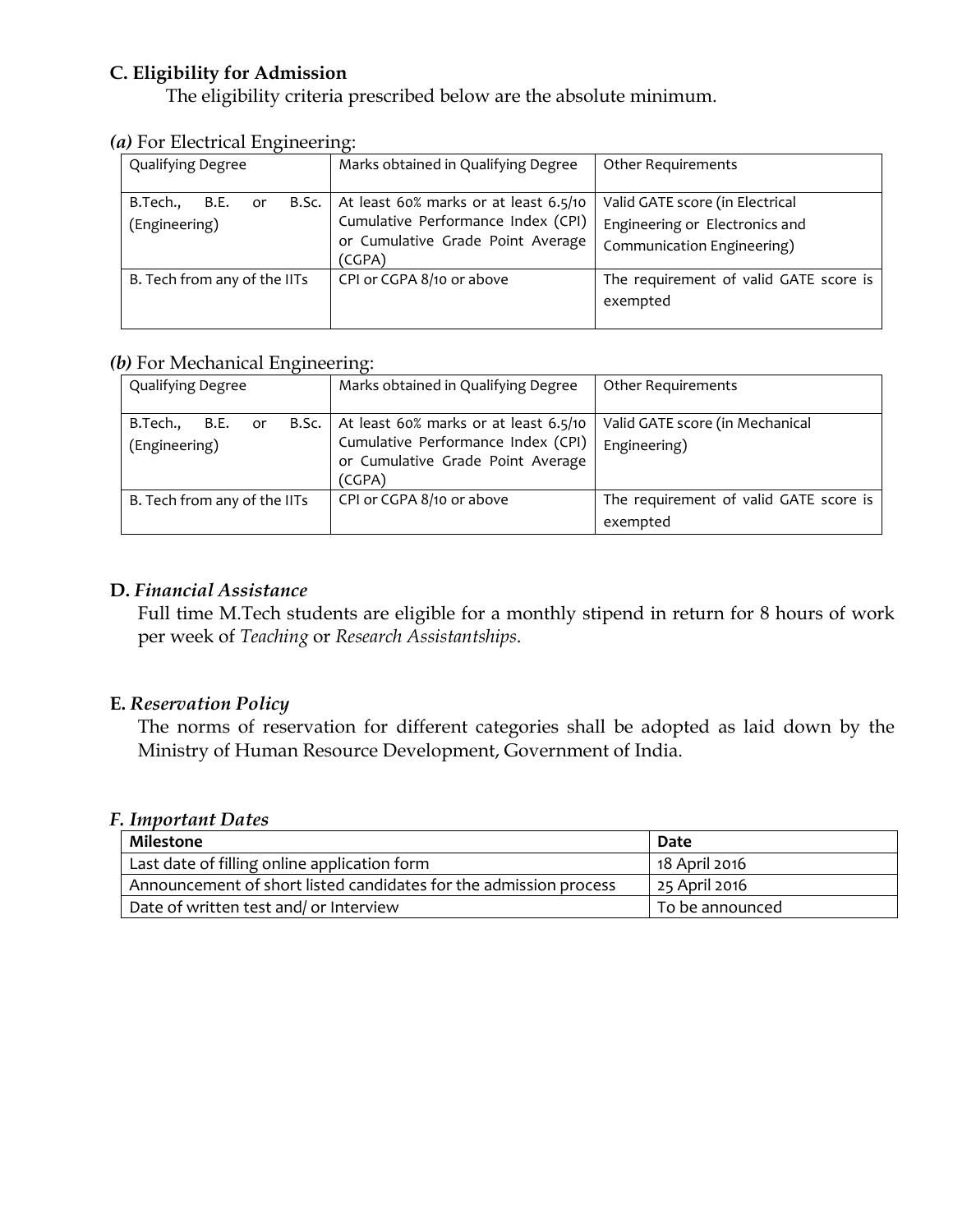## C. Eligibility for Admission

The eligibility criteria prescribed below are the absolute minimum.

***(a)*** For Electrical Engineering:

| Qualifying Degree | Marks obtained in Qualifying Degree | Other Requirements |
|---|---|---|
| B.Tech., B.E. or B.Sc. (Engineering) | At least 60% marks or at least 6.5/10 Cumulative Performance Index (CPI) or Cumulative Grade Point Average (CGPA) | Valid GATE score (in Electrical Engineering or Electronics and Communication Engineering) |
| B. Tech from any of the IITs | CPI or CGPA 8/10 or above | The requirement of valid GATE score is exempted |

***(b)*** For Mechanical Engineering:

| Qualifying Degree | Marks obtained in Qualifying Degree | Other Requirements |
|---|---|---|
| B.Tech., B.E. or B.Sc. (Engineering) | At least 60% marks or at least 6.5/10 Cumulative Performance Index (CPI) or Cumulative Grade Point Average (CGPA) | Valid GATE score (in Mechanical Engineering) |
| B. Tech from any of the IITs | CPI or CGPA 8/10 or above | The requirement of valid GATE score is exempted |

## D. *Financial Assistance*

Full time M.Tech students are eligible for a monthly stipend in return for 8 hours of work per week of *Teaching* or *Research Assistantships*.

## E. *Reservation Policy*

The norms of reservation for different categories shall be adopted as laid down by the Ministry of Human Resource Development, Government of India.

## *F. Important Dates*

| Milestone | Date |
|---|---|
| Last date of filling online application form | 18 April 2016 |
| Announcement of short listed candidates for the admission process | 25 April 2016 |
| Date of written test and/ or Interview | To be announced |